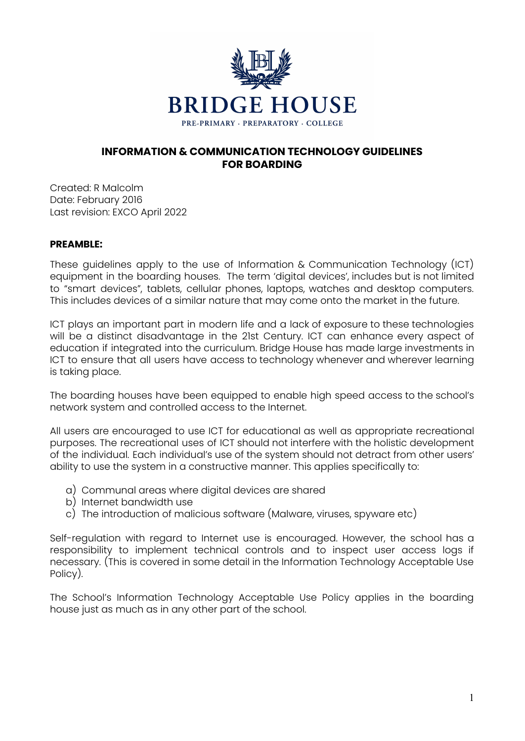# BRIDGE HOUSE

PRE-PRIMARY · PREPARATORY · COLLEGE

## INFORMATION & COMMUNICATION TECHNOLOGY GUIDELINES FOR BOARDING

Created: R Malcolm
Date: February 2016
Last revision: EXCO April 2022

**PREAMBLE:**

These guidelines apply to the use of Information & Communication Technology (ICT) equipment in the boarding houses. The term 'digital devices', includes but is not limited to "smart devices", tablets, cellular phones, laptops, watches and desktop computers. This includes devices of a similar nature that may come onto the market in the future.

ICT plays an important part in modern life and a lack of exposure to these technologies will be a distinct disadvantage in the 21st Century. ICT can enhance every aspect of education if integrated into the curriculum. Bridge House has made large investments in ICT to ensure that all users have access to technology whenever and wherever learning is taking place.

The boarding houses have been equipped to enable high speed access to the school's network system and controlled access to the Internet.

All users are encouraged to use ICT for educational as well as appropriate recreational purposes. The recreational uses of ICT should not interfere with the holistic development of the individual. Each individual's use of the system should not detract from other users' ability to use the system in a constructive manner. This applies specifically to:

a) Communal areas where digital devices are shared
b) Internet bandwidth use
c) The introduction of malicious software (Malware, viruses, spyware etc)

Self-regulation with regard to Internet use is encouraged. However, the school has a responsibility to implement technical controls and to inspect user access logs if necessary. (This is covered in some detail in the Information Technology Acceptable Use Policy).

The School's Information Technology Acceptable Use Policy applies in the boarding house just as much as in any other part of the school.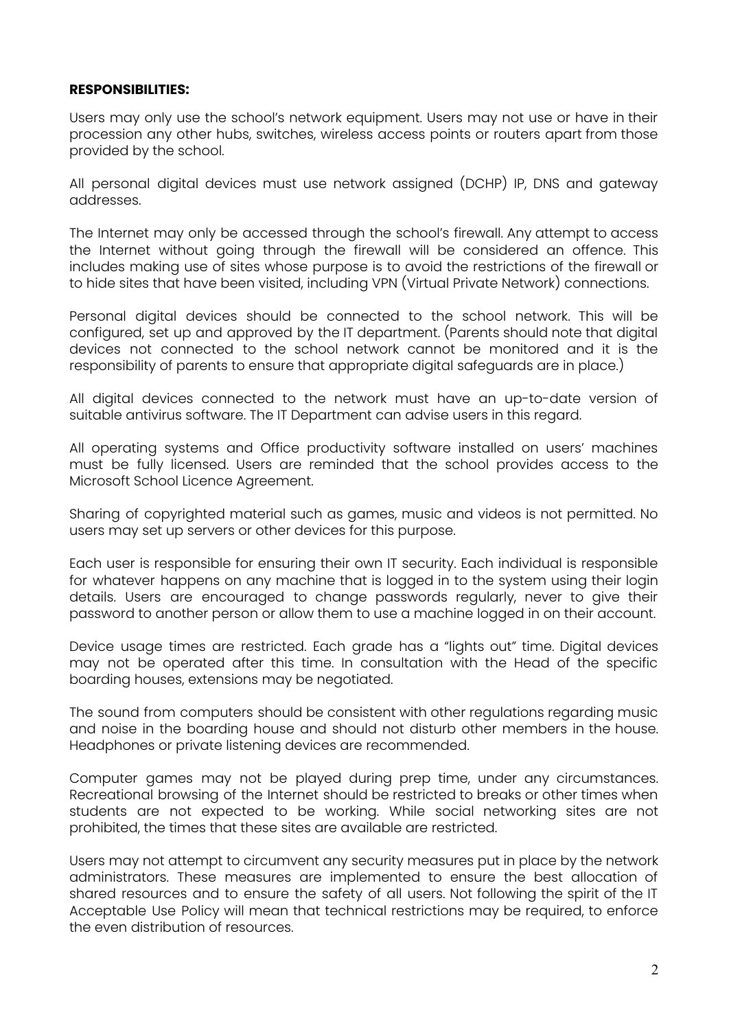**RESPONSIBILITIES:**

Users may only use the school's network equipment. Users may not use or have in their procession any other hubs, switches, wireless access points or routers apart from those provided by the school.

All personal digital devices must use network assigned (DCHP) IP, DNS and gateway addresses.

The Internet may only be accessed through the school's firewall. Any attempt to access the Internet without going through the firewall will be considered an offence. This includes making use of sites whose purpose is to avoid the restrictions of the firewall or to hide sites that have been visited, including VPN (Virtual Private Network) connections.

Personal digital devices should be connected to the school network. This will be configured, set up and approved by the IT department. (Parents should note that digital devices not connected to the school network cannot be monitored and it is the responsibility of parents to ensure that appropriate digital safeguards are in place.)

All digital devices connected to the network must have an up-to-date version of suitable antivirus software. The IT Department can advise users in this regard.

All operating systems and Office productivity software installed on users' machines must be fully licensed. Users are reminded that the school provides access to the Microsoft School Licence Agreement.

Sharing of copyrighted material such as games, music and videos is not permitted. No users may set up servers or other devices for this purpose.

Each user is responsible for ensuring their own IT security. Each individual is responsible for whatever happens on any machine that is logged in to the system using their login details. Users are encouraged to change passwords regularly, never to give their password to another person or allow them to use a machine logged in on their account.

Device usage times are restricted. Each grade has a "lights out" time. Digital devices may not be operated after this time. In consultation with the Head of the specific boarding houses, extensions may be negotiated.

The sound from computers should be consistent with other regulations regarding music and noise in the boarding house and should not disturb other members in the house. Headphones or private listening devices are recommended.

Computer games may not be played during prep time, under any circumstances. Recreational browsing of the Internet should be restricted to breaks or other times when students are not expected to be working. While social networking sites are not prohibited, the times that these sites are available are restricted.

Users may not attempt to circumvent any security measures put in place by the network administrators. These measures are implemented to ensure the best allocation of shared resources and to ensure the safety of all users. Not following the spirit of the IT Acceptable Use Policy will mean that technical restrictions may be required, to enforce the even distribution of resources.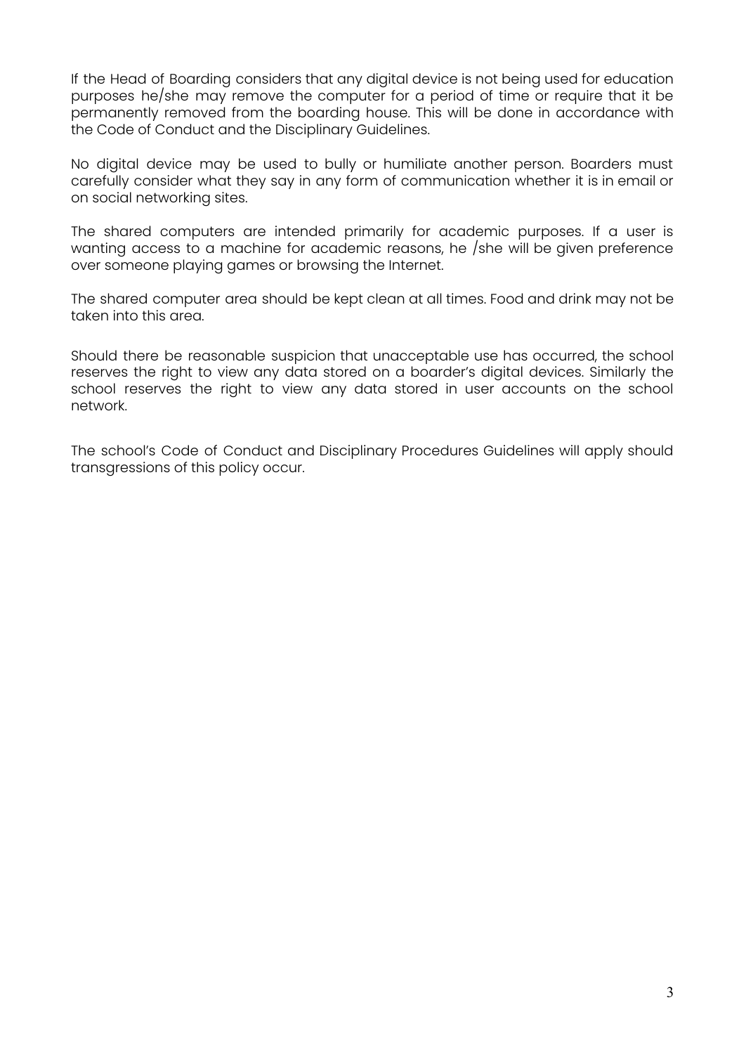If the Head of Boarding considers that any digital device is not being used for education purposes he/she may remove the computer for a period of time or require that it be permanently removed from the boarding house. This will be done in accordance with the Code of Conduct and the Disciplinary Guidelines.

No digital device may be used to bully or humiliate another person. Boarders must carefully consider what they say in any form of communication whether it is in email or on social networking sites.

The shared computers are intended primarily for academic purposes. If a user is wanting access to a machine for academic reasons, he /she will be given preference over someone playing games or browsing the Internet.

The shared computer area should be kept clean at all times. Food and drink may not be taken into this area.

Should there be reasonable suspicion that unacceptable use has occurred, the school reserves the right to view any data stored on a boarder's digital devices. Similarly the school reserves the right to view any data stored in user accounts on the school network.

The school's Code of Conduct and Disciplinary Procedures Guidelines will apply should transgressions of this policy occur.